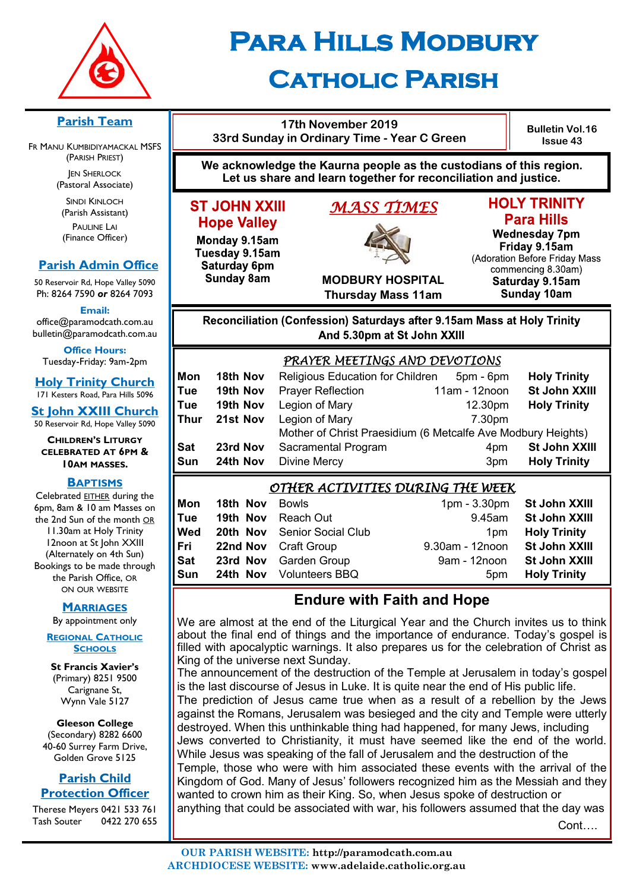# Para Hills Modbury Catholic Parish

## Parish Team

Fr Manu Kumbidiyamackal MSFS
(Parish Priest)

Jen Sherlock
(Pastoral Associate)

Sindi Kinloch
(Parish Assistant)

Pauline Lai
(Finance Officer)

## Parish Admin Office

50 Reservoir Rd, Hope Valley 5090
Ph: 8264 7590 **or** 8264 7093

**Email:**
office@paramodcath.com.au
bulletin@paramodcath.com.au

**Office Hours:**
Tuesday-Friday: 9am-2pm

## Holy Trinity Church

171 Kesters Road, Para Hills 5096

## St John XXIII Church

50 Reservoir Rd, Hope Valley 5090

**Children's Liturgy celebrated at 6pm & 10am Masses.**

## Baptisms

Celebrated either during the 6pm, 8am & 10 am Masses on the 2nd Sun of the month or 11.30am at Holy Trinity 12noon at St John XXIII (Alternately on 4th Sun) Bookings to be made through the Parish Office, or on our website

## Marriages

By appointment only

## Regional Catholic Schools

**St Francis Xavier's**
(Primary) 8251 9500
Carignane St,
Wynn Vale 5127

**Gleeson College**
(Secondary) 8282 6600
40-60 Surrey Farm Drive,
Golden Grove 5125

## Parish Child Protection Officer

Therese Meyers 0421 533 761
Tash Souter 0422 270 655

---

**17th November 2019**
**33rd Sunday in Ordinary Time - Year C Green**

**Bulletin Vol.16 Issue 43**

**We acknowledge the Kaurna people as the custodians of this region. Let us share and learn together for reconciliation and justice.**

## *MASS TIMES*

**ST JOHN XXIII Hope Valley**
**Monday 9.15am**
**Tuesday 9.15am**
**Saturday 6pm**
**Sunday 8am**

**MODBURY HOSPITAL**
**Thursday Mass 11am**

**HOLY TRINITY Para Hills**
**Wednesday 7pm**
**Friday 9.15am**
(Adoration Before Friday Mass commencing 8.30am)
**Saturday 9.15am**
**Sunday 10am**

**Reconciliation (Confession) Saturdays after 9.15am Mass at Holy Trinity And 5.30pm at St John XXIII**

## *PRAYER MEETINGS AND DEVOTIONS*

| | | | | |
|---|---|---|---|---|
| **Mon** | **18th Nov** | Religious Education for Children | 5pm - 6pm | **Holy Trinity** |
| **Tue** | **19th Nov** | Prayer Reflection | 11am - 12noon | **St John XXIII** |
| **Tue** | **19th Nov** | Legion of Mary | 12.30pm | **Holy Trinity** |
| **Thur** | **21st Nov** | Legion of Mary<br>Mother of Christ Praesidium (6 Metcalfe Ave Modbury Heights) | 7.30pm | |
| **Sat** | **23rd Nov** | Sacramental Program | 4pm | **St John XXIII** |
| **Sun** | **24th Nov** | Divine Mercy | 3pm | **Holy Trinity** |

## *OTHER ACTIVITIES DURING THE WEEK*

| | | | | |
|---|---|---|---|---|
| **Mon** | **18th Nov** | Bowls | 1pm - 3.30pm | **St John XXIII** |
| **Tue** | **19th Nov** | Reach Out | 9.45am | **St John XXIII** |
| **Wed** | **20th Nov** | Senior Social Club | 1pm | **Holy Trinity** |
| **Fri** | **22nd Nov** | Craft Group | 9.30am - 12noon | **St John XXIII** |
| **Sat** | **23rd Nov** | Garden Group | 9am - 12noon | **St John XXIII** |
| **Sun** | **24th Nov** | Volunteers BBQ | 5pm | **Holy Trinity** |

## Endure with Faith and Hope

We are almost at the end of the Liturgical Year and the Church invites us to think about the final end of things and the importance of endurance. Today's gospel is filled with apocalyptic warnings. It also prepares us for the celebration of Christ as King of the universe next Sunday.

The announcement of the destruction of the Temple at Jerusalem in today's gospel is the last discourse of Jesus in Luke. It is quite near the end of His public life.

The prediction of Jesus came true when as a result of a rebellion by the Jews against the Romans, Jerusalem was besieged and the city and Temple were utterly destroyed. When this unthinkable thing had happened, for many Jews, including Jews converted to Christianity, it must have seemed like the end of the world. While Jesus was speaking of the fall of Jerusalem and the destruction of the Temple, those who were with him associated these events with the arrival of the Kingdom of God. Many of Jesus' followers recognized him as the Messiah and they wanted to crown him as their King. So, when Jesus spoke of destruction or anything that could be associated with war, his followers assumed that the day was

Cont….

**OUR PARISH WEBSITE: http://paramodcath.com.au**
**ARCHDIOCESE WEBSITE: www.adelaide.catholic.org.au**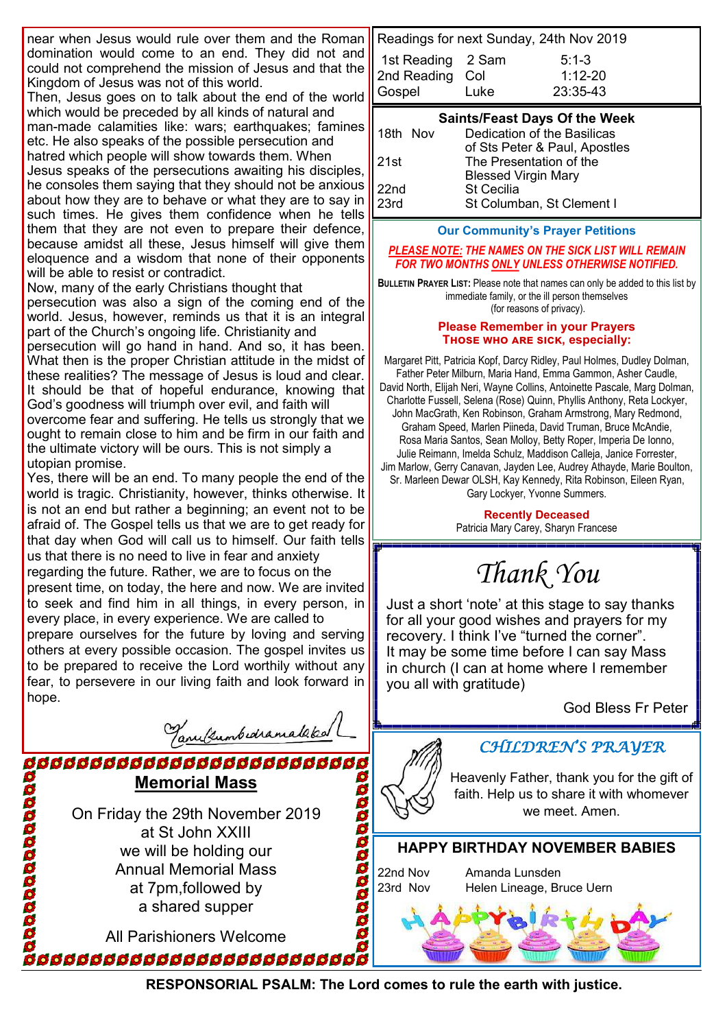near when Jesus would rule over them and the Roman domination would come to an end. They did not and could not comprehend the mission of Jesus and that the Kingdom of Jesus was not of this world.

Then, Jesus goes on to talk about the end of the world which would be preceded by all kinds of natural and man-made calamities like: wars; earthquakes; famines etc. He also speaks of the possible persecution and hatred which people will show towards them. When Jesus speaks of the persecutions awaiting his disciples, he consoles them saying that they should not be anxious about how they are to behave or what they are to say in such times. He gives them confidence when he tells them that they are not even to prepare their defence, because amidst all these, Jesus himself will give them eloquence and a wisdom that none of their opponents will be able to resist or contradict.

Now, many of the early Christians thought that persecution was also a sign of the coming end of the world. Jesus, however, reminds us that it is an integral part of the Church's ongoing life. Christianity and persecution will go hand in hand. And so, it has been. What then is the proper Christian attitude in the midst of these realities? The message of Jesus is loud and clear. It should be that of hopeful endurance, knowing that God's goodness will triumph over evil, and faith will overcome fear and suffering. He tells us strongly that we ought to remain close to him and be firm in our faith and the ultimate victory will be ours. This is not simply a utopian promise.

Yes, there will be an end. To many people the end of the world is tragic. Christianity, however, thinks otherwise. It is not an end but rather a beginning; an event not to be afraid of. The Gospel tells us that we are to get ready for that day when God will call us to himself. Our faith tells us that there is no need to live in fear and anxiety regarding the future. Rather, we are to focus on the present time, on today, the here and now. We are invited to seek and find him in all things, in every person, in every place, in every experience. We are called to prepare ourselves for the future by loving and serving others at every possible occasion. The gospel invites us to be prepared to receive the Lord worthily without any fear, to persevere in our living faith and look forward in hope.

*Tamil Sambudramalaka*

## Memorial Mass

On Friday the 29th November 2019
at St John XXIII
we will be holding our
Annual Memorial Mass
at 7pm,followed by
a shared supper

All Parishioners Welcome

Readings for next Sunday, 24th Nov 2019

| | | |
|---|---|---|
| 1st Reading | 2 Sam | 5:1-3 |
| 2nd Reading | Col | 1:12-20 |
| Gospel | Luke | 23:35-43 |

### Saints/Feast Days Of the Week

| | |
|---|---|
| 18th Nov | Dedication of the Basilicas of Sts Peter & Paul, Apostles |
| 21st | The Presentation of the Blessed Virgin Mary |
| 22nd | St Cecilia |
| 23rd | St Columban, St Clement I |

### Our Community's Prayer Petitions

***PLEASE NOTE:* *THE NAMES ON THE SICK LIST WILL REMAIN FOR TWO MONTHS ONLY UNLESS OTHERWISE NOTIFIED.***

**BULLETIN PRAYER LIST:** Please note that names can only be added to this list by immediate family, or the ill person themselves (for reasons of privacy).

**Please Remember in your Prayers**
**THOSE WHO ARE SICK, especially:**

Margaret Pitt, Patricia Kopf, Darcy Ridley, Paul Holmes, Dudley Dolman, Father Peter Milburn, Maria Hand, Emma Gammon, Asher Caudle, David North, Elijah Neri, Wayne Collins, Antoinette Pascale, Marg Dolman, Charlotte Fussell, Selena (Rose) Quinn, Phyllis Anthony, Reta Lockyer, John MacGrath, Ken Robinson, Graham Armstrong, Mary Redmond, Graham Speed, Marlen Piineda, David Truman, Bruce McAndie, Rosa Maria Santos, Sean Molloy, Betty Roper, Imperia De Ionno, Julie Reimann, Imelda Schulz, Maddison Calleja, Janice Forrester, Jim Marlow, Gerry Canavan, Jayden Lee, Audrey Athayde, Marie Boulton, Sr. Marleen Dewar OLSH, Kay Kennedy, Rita Robinson, Eileen Ryan, Gary Lockyer, Yvonne Summers.

**Recently Deceased**
Patricia Mary Carey, Sharyn Francese

## *Thank You*

Just a short 'note' at this stage to say thanks for all your good wishes and prayers for my recovery. I think I've "turned the corner". It may be some time before I can say Mass in church (I can at home where I remember you all with gratitude)

God Bless Fr Peter

## *CHILDREN'S PRAYER*

Heavenly Father, thank you for the gift of faith. Help us to share it with whomever we meet. Amen.

### HAPPY BIRTHDAY NOVEMBER BABIES

| | |
|---|---|
| 22nd Nov | Amanda Lunsden |
| 23rd Nov | Helen Lineage, Bruce Uern |

**RESPONSORIAL PSALM: The Lord comes to rule the earth with justice.**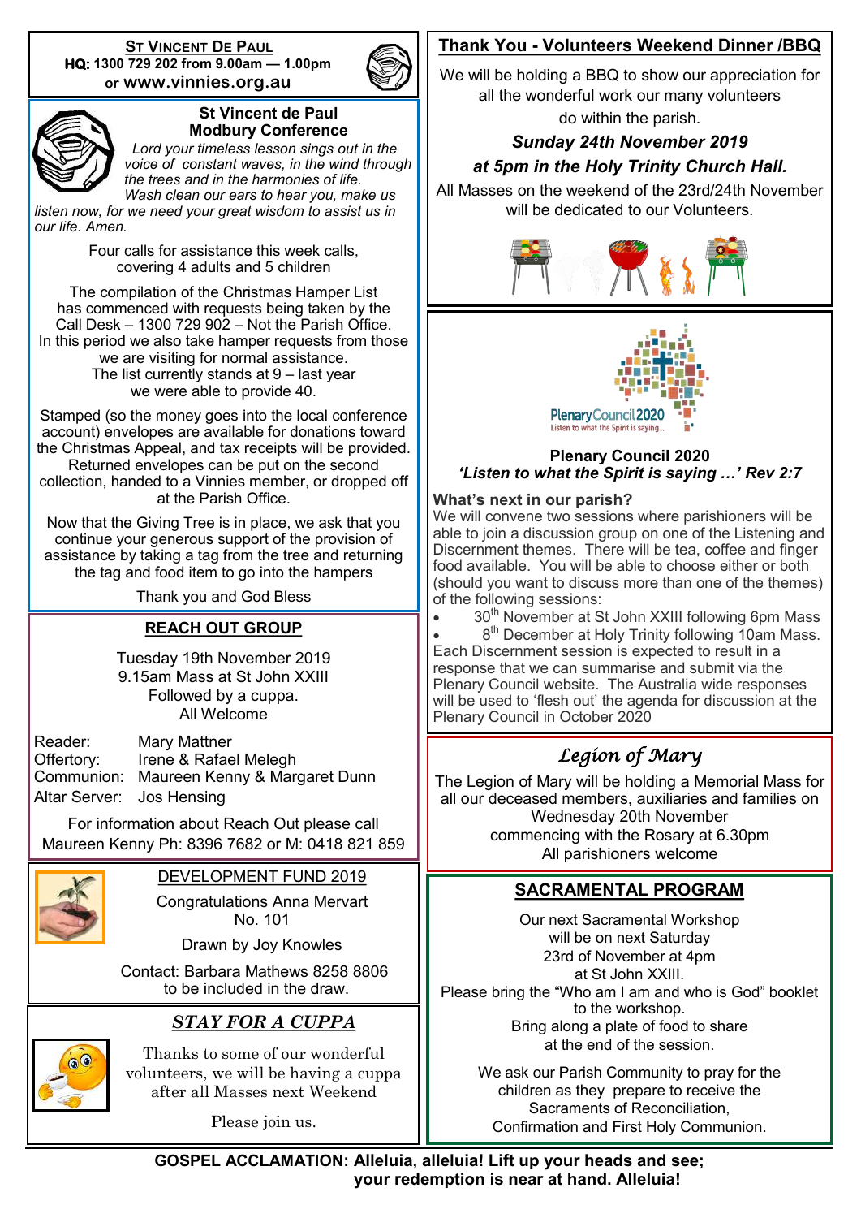## ST VINCENT DE PAUL

**HQ: 1300 729 202 from 9.00am — 1.00pm**
**or www.vinnies.org.au**

### St Vincent de Paul Modbury Conference

*Lord your timeless lesson sings out in the voice of constant waves, in the wind through the trees and in the harmonies of life. Wash clean our ears to hear you, make us listen now, for we need your great wisdom to assist us in our life. Amen.*

Four calls for assistance this week calls, covering 4 adults and 5 children

The compilation of the Christmas Hamper List has commenced with requests being taken by the Call Desk – 1300 729 902 – Not the Parish Office. In this period we also take hamper requests from those we are visiting for normal assistance. The list currently stands at 9 – last year we were able to provide 40.

Stamped (so the money goes into the local conference account) envelopes are available for donations toward the Christmas Appeal, and tax receipts will be provided. Returned envelopes can be put on the second collection, handed to a Vinnies member, or dropped off at the Parish Office.

Now that the Giving Tree is in place, we ask that you continue your generous support of the provision of assistance by taking a tag from the tree and returning the tag and food item to go into the hampers

Thank you and God Bless

## REACH OUT GROUP

Tuesday 19th November 2019
9.15am Mass at St John XXIII
Followed by a cuppa.
All Welcome

Reader: Mary Mattner
Offertory: Irene & Rafael Melegh
Communion: Maureen Kenny & Margaret Dunn
Altar Server: Jos Hensing

For information about Reach Out please call Maureen Kenny Ph: 8396 7682 or M: 0418 821 859

## DEVELOPMENT FUND 2019

Congratulations Anna Mervart
No. 101

Drawn by Joy Knowles

Contact: Barbara Mathews 8258 8806 to be included in the draw.

## *STAY FOR A CUPPA*

Thanks to some of our wonderful volunteers, we will be having a cuppa after all Masses next Weekend

Please join us.

## Thank You - Volunteers Weekend Dinner /BBQ

We will be holding a BBQ to show our appreciation for all the wonderful work our many volunteers do within the parish.

***Sunday 24th November 2019***
***at 5pm in the Holy Trinity Church Hall.***

All Masses on the weekend of the 23rd/24th November will be dedicated to our Volunteers.

PlenaryCouncil2020
Listen to what the Spirit is saying...

### Plenary Council 2020
***'Listen to what the Spirit is saying …' Rev 2:7***

**What's next in our parish?**
We will convene two sessions where parishioners will be able to join a discussion group on one of the Listening and Discernment themes. There will be tea, coffee and finger food available. You will be able to choose either or both (should you want to discuss more than one of the themes) of the following sessions:

- 30th November at St John XXIII following 6pm Mass
- 8th December at Holy Trinity following 10am Mass.

Each Discernment session is expected to result in a response that we can summarise and submit via the Plenary Council website. The Australia wide responses will be used to 'flesh out' the agenda for discussion at the Plenary Council in October 2020

## *Legion of Mary*

The Legion of Mary will be holding a Memorial Mass for all our deceased members, auxiliaries and families on Wednesday 20th November commencing with the Rosary at 6.30pm
All parishioners welcome

## SACRAMENTAL PROGRAM

Our next Sacramental Workshop will be on next Saturday 23rd of November at 4pm at St John XXIII.
Please bring the "Who am I am and who is God" booklet to the workshop.
Bring along a plate of food to share at the end of the session.

We ask our Parish Community to pray for the children as they prepare to receive the Sacraments of Reconciliation, Confirmation and First Holy Communion.

**GOSPEL ACCLAMATION: Alleluia, alleluia! Lift up your heads and see; your redemption is near at hand. Alleluia!**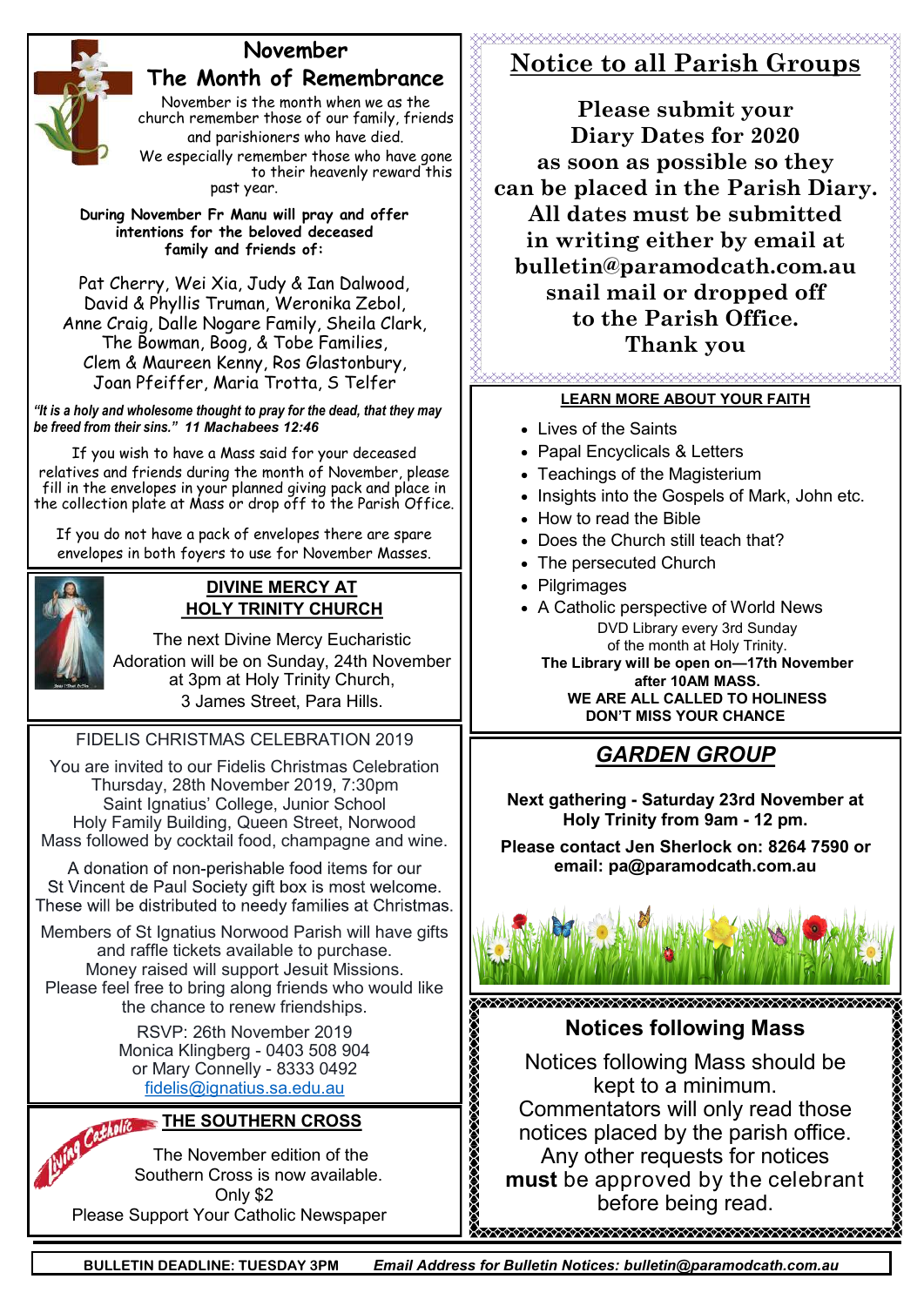## November
## The Month of Remembrance

November is the month when we as the church remember those of our family, friends and parishioners who have died.
We especially remember those who have gone to their heavenly reward this past year.

**During November Fr Manu will pray and offer intentions for the beloved deceased family and friends of:**

Pat Cherry, Wei Xia, Judy & Ian Dalwood, David & Phyllis Truman, Weronika Zebol, Anne Craig, Dalle Nogare Family, Sheila Clark, The Bowman, Boog, & Tobe Families, Clem & Maureen Kenny, Ros Glastonbury, Joan Pfeiffer, Maria Trotta, S Telfer

***"It is a holy and wholesome thought to pray for the dead, that they may be freed from their sins." 11 Machabees 12:46***

If you wish to have a Mass said for your deceased relatives and friends during the month of November, please fill in the envelopes in your planned giving pack and place in the collection plate at Mass or drop off to the Parish Office.

If you do not have a pack of envelopes there are spare envelopes in both foyers to use for November Masses.

## DIVINE MERCY AT HOLY TRINITY CHURCH

The next Divine Mercy Eucharistic Adoration will be on Sunday, 24th November at 3pm at Holy Trinity Church, 3 James Street, Para Hills.

## FIDELIS CHRISTMAS CELEBRATION 2019

You are invited to our Fidelis Christmas Celebration
Thursday, 28th November 2019, 7:30pm
Saint Ignatius' College, Junior School
Holy Family Building, Queen Street, Norwood
Mass followed by cocktail food, champagne and wine.

A donation of non-perishable food items for our St Vincent de Paul Society gift box is most welcome. These will be distributed to needy families at Christmas.

Members of St Ignatius Norwood Parish will have gifts and raffle tickets available to purchase.
Money raised will support Jesuit Missions.
Please feel free to bring along friends who would like the chance to renew friendships.

RSVP: 26th November 2019
Monica Klingberg - 0403 508 904
or Mary Connelly - 8333 0492
fidelis@ignatius.sa.edu.au

## THE SOUTHERN CROSS

Living Catholic

The November edition of the Southern Cross is now available.
Only $2
Please Support Your Catholic Newspaper

## Notice to all Parish Groups

**Please submit your Diary Dates for 2020 as soon as possible so they can be placed in the Parish Diary. All dates must be submitted in writing either by email at bulletin@paramodcath.com.au snail mail or dropped off to the Parish Office. Thank you**

## LEARN MORE ABOUT YOUR FAITH

- Lives of the Saints
- Papal Encyclicals & Letters
- Teachings of the Magisterium
- Insights into the Gospels of Mark, John etc.
- How to read the Bible
- Does the Church still teach that?
- The persecuted Church
- Pilgrimages
- A Catholic perspective of World News

DVD Library every 3rd Sunday of the month at Holy Trinity.
**The Library will be open on—17th November after 10AM MASS.**
**WE ARE ALL CALLED TO HOLINESS**
**DON'T MISS YOUR CHANCE**

## *GARDEN GROUP*

**Next gathering - Saturday 23rd November at Holy Trinity from 9am - 12 pm.**

**Please contact Jen Sherlock on: 8264 7590 or email: pa@paramodcath.com.au**

## Notices following Mass

Notices following Mass should be kept to a minimum.
Commentators will only read those notices placed by the parish office.
Any other requests for notices **must** be approved by the celebrant before being read.

**BULLETIN DEADLINE: TUESDAY 3PM** ***Email Address for Bulletin Notices: bulletin@paramodcath.com.au***